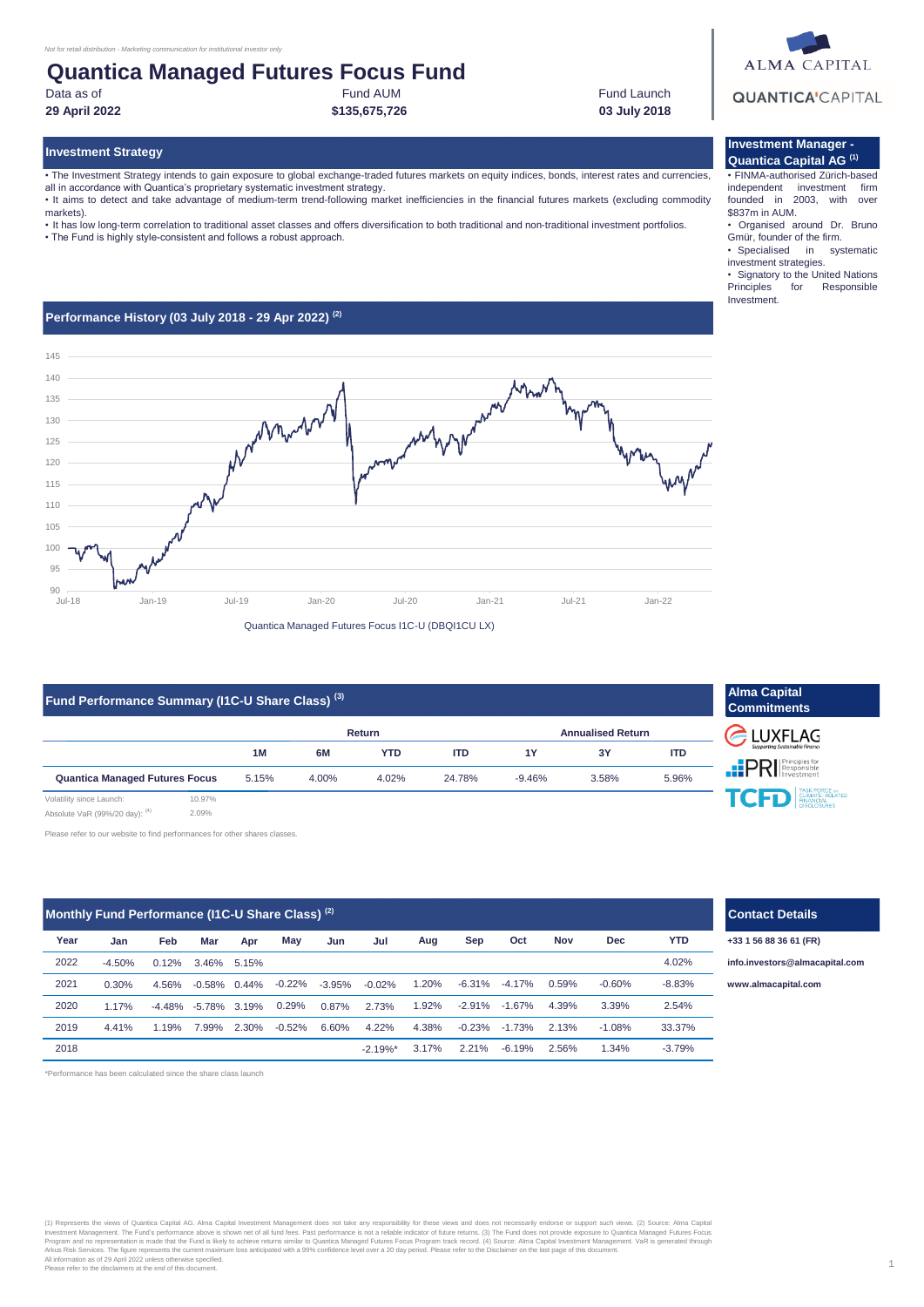*Not for retail distribution - Marketing communication for institutional investor only*

# Quantica Managed Futures Focus Fund

| Data as of | Fund AUM | Fund Launch |
|---|---|---|
| **29 April 2022** | **$135,675,726** | **03 July 2018** |

ALMA CAPITAL

QUANTICA CAPITAL

## Investment Strategy

- The Investment Strategy intends to gain exposure to global exchange-traded futures markets on equity indices, bonds, interest rates and currencies, all in accordance with Quantica's proprietary systematic investment strategy.
- It aims to detect and take advantage of medium-term trend-following market inefficiencies in the financial futures markets (excluding commodity markets).
- It has low long-term correlation to traditional asset classes and offers diversification to both traditional and non-traditional investment portfolios.
- The Fund is highly style-consistent and follows a robust approach.

## Investment Manager - Quantica Capital AG [1]

- FINMA-authorised Zürich-based independent investment firm founded in 2003, with over $837m in AUM.
- Organised around Dr. Bruno Gmür, founder of the firm.
- Specialised in systematic investment strategies.
- Signatory to the United Nations Principles for Responsible Investment.

## Performance History (03 July 2018 - 29 Apr 2022) [2]

Quantica Managed Futures Focus I1C-U (DBQI1CU LX)

## Fund Performance Summary (I1C-U Share Class) [3]

| | Return | | | | Annualised Return | | |
|---|---|---|---|---|---|---|---|
| | 1M | 6M | YTD | ITD | 1Y | 3Y | ITD |
| **Quantica Managed Futures Focus** | 5.15% | 4.00% | 4.02% | 24.78% | -9.46% | 3.58% | 5.96% |

Volatility since Launch: 10.97%

Absolute VaR (99%/20 day): [4] 2.09%

Please refer to our website to find performances for other shares classes.

## Alma Capital Commitments

LUXFLAG – Supporting Sustainable Finance

PRI – Principles for Responsible Investment

TCFD – Task Force on Climate-Related Financial Disclosures

## Monthly Fund Performance (I1C-U Share Class) [2]

| Year | Jan | Feb | Mar | Apr | May | Jun | Jul | Aug | Sep | Oct | Nov | Dec | YTD |
|---|---|---|---|---|---|---|---|---|---|---|---|---|---|
| 2022 | -4.50% | 0.12% | 3.46% | 5.15% | | | | | | | | | 4.02% |
| 2021 | 0.30% | 4.56% | -0.58% | 0.44% | -0.22% | -3.95% | -0.02% | 1.20% | -6.31% | -4.17% | 0.59% | -0.60% | -8.83% |
| 2020 | 1.17% | -4.48% | -5.78% | 3.19% | 0.29% | 0.87% | 2.73% | 1.92% | -2.91% | -1.67% | 4.39% | 3.39% | 2.54% |
| 2019 | 4.41% | 1.19% | 7.99% | 2.30% | -0.52% | 6.60% | 4.22% | 4.38% | -0.23% | -1.73% | 2.13% | -1.08% | 33.37% |
| 2018 | | | | | | | -2.19%* | 3.17% | 2.21% | -6.19% | 2.56% | 1.34% | -3.79% |

*Performance has been calculated since the share class launch

## Contact Details

**+33 1 56 88 36 61 (FR)**

**info.investors@almacapital.com**

**www.almacapital.com**

(1) Represents the views of Quantica Capital AG. Alma Capital Investment Management does not take any responsibility for these views and does not necessarily endorse or support such views. (2) Source: Alma Capital Investment Management. The Fund's performance above is shown net of all fund fees. Past performance is not a reliable indicator of future returns. (3) The Fund does not provide exposure to Quantica Managed Futures Focus Program and no representation is made that the Fund is likely to achieve returns similar to Quantica Managed Futures Focus Program track record. (4) Source: Alma Capital Investment Management. VaR is generated through Arkus Risk Services. The figure represents the current maximum loss anticipated with a 99% confidence level over a 20 day period. Please refer to the Disclaimer on the last page of this document.
All information as of 29 April 2022 unless otherwise specified.
Please refer to the disclaimers at the end of this document.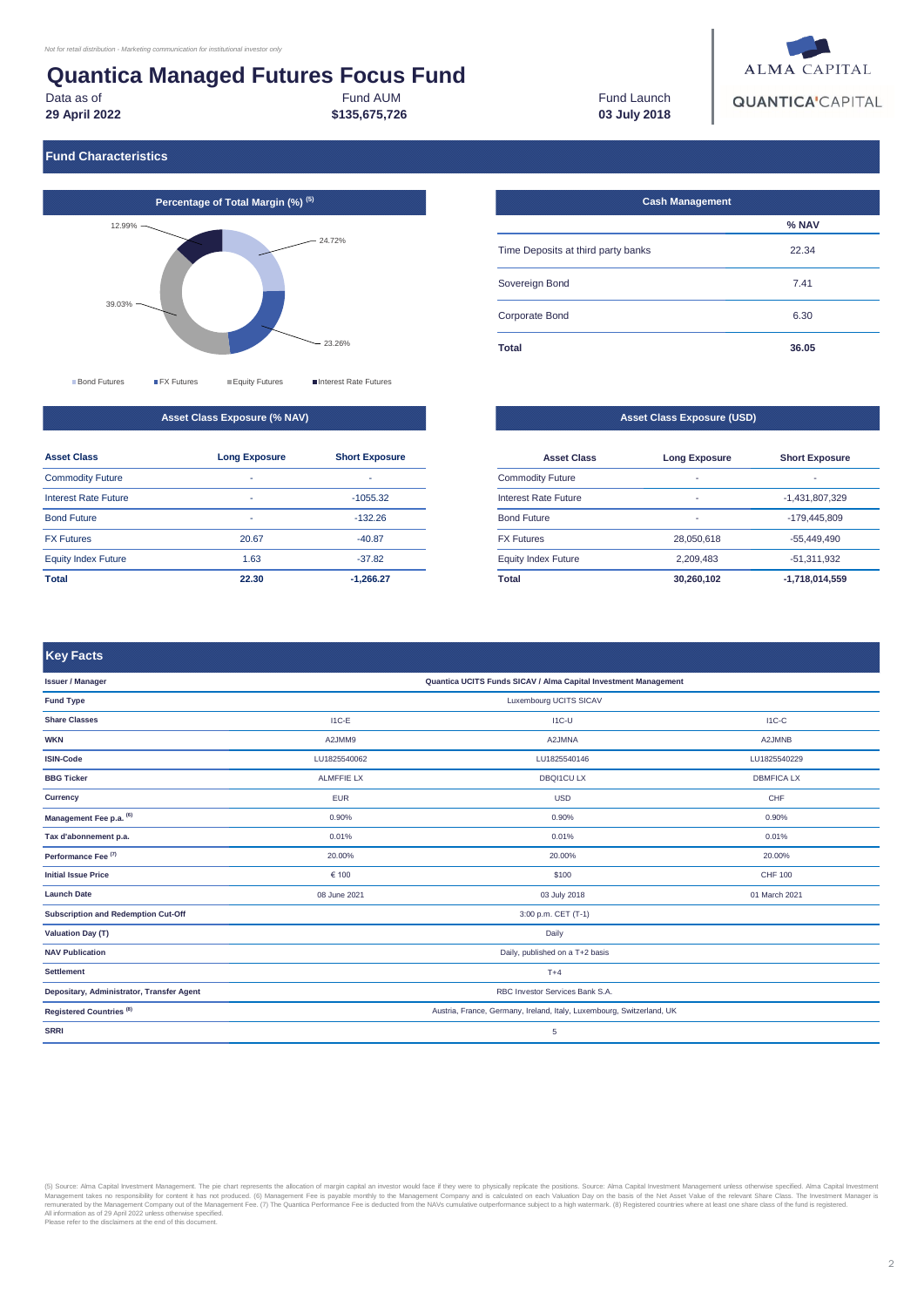*Not for retail distribution - Marketing communication for institutional investor only*

# Quantica Managed Futures Focus Fund

| Data as of | Fund AUM | Fund Launch |
|---|---|---|
| **29 April 2022** | **$135,675,726** | **03 July 2018** |

ALMA CAPITAL

QUANTICA CAPITAL

## Fund Characteristics

### Percentage of Total Margin (%) (5)

| Category | % |
|---|---|
| Bond Futures | 24.72% |
| FX Futures | 23.26% |
| Equity Futures | 39.03% |
| Interest Rate Futures | 12.99% |

### Cash Management

| | % NAV |
|---|---|
| Time Deposits at third party banks | 22.34 |
| Sovereign Bond | 7.41 |
| Corporate Bond | 6.30 |
| **Total** | **36.05** |

### Asset Class Exposure (% NAV)

| Asset Class | Long Exposure | Short Exposure |
|---|---|---|
| Commodity Future | - | - |
| Interest Rate Future | - | -1055.32 |
| Bond Future | - | -132.26 |
| FX Futures | 20.67 | -40.87 |
| Equity Index Future | 1.63 | -37.82 |
| **Total** | **22.30** | **-1,266.27** |

### Asset Class Exposure (USD)

| Asset Class | Long Exposure | Short Exposure |
|---|---|---|
| Commodity Future | - | - |
| Interest Rate Future | - | -1,431,807,329 |
| Bond Future | - | -179,445,809 |
| FX Futures | 28,050,618 | -55,449,490 |
| Equity Index Future | 2,209,483 | -51,311,932 |
| **Total** | **30,260,102** | **-1,718,014,559** |

## Key Facts

| | | | |
|---|---|---|---|
| **Issuer / Manager** | Quantica UCITS Funds SICAV / Alma Capital Investment Management | | |
| **Fund Type** | Luxembourg UCITS SICAV | | |
| **Share Classes** | I1C-E | I1C-U | I1C-C |
| **WKN** | A2JMM9 | A2JMNA | A2JMNB |
| **ISIN-Code** | LU1825540062 | LU1825540146 | LU1825540229 |
| **BBG Ticker** | ALMFFIE LX | DBQI1CU LX | DBMFICA LX |
| **Currency** | EUR | USD | CHF |
| **Management Fee p.a.** (6) | 0.90% | 0.90% | 0.90% |
| **Tax d'abonnement p.a.** | 0.01% | 0.01% | 0.01% |
| **Performance Fee** (7) | 20.00% | 20.00% | 20.00% |
| **Initial Issue Price** | € 100 | $100 | CHF 100 |
| **Launch Date** | 08 June 2021 | 03 July 2018 | 01 March 2021 |
| **Subscription and Redemption Cut-Off** | 3:00 p.m. CET (T-1) | | |
| **Valuation Day (T)** | Daily | | |
| **NAV Publication** | Daily, published on a T+2 basis | | |
| **Settlement** | T+4 | | |
| **Depositary, Administrator, Transfer Agent** | RBC Investor Services Bank S.A. | | |
| **Registered Countries** (8) | Austria, France, Germany, Ireland, Italy, Luxembourg, Switzerland, UK | | |
| **SRRI** | 5 | | |

(5) Source: Alma Capital Investment Management. The pie chart represents the allocation of margin capital an investor would face if they were to physically replicate the positions. Source: Alma Capital Investment Management unless otherwise specified. Alma Capital Investment Management takes no responsibility for content it has not produced. (6) Management Fee is payable monthly to the Management Company and is calculated on each Valuation Day on the basis of the Net Asset Value of the relevant Share Class. The Investment Manager is remunerated by the Management Company out of the Management Fee. (7) The Quantica Performance Fee is deducted from the NAVs cumulative outperformance subject to a high watermark. (8) Registered countries where at least one share class of the fund is registered.
All information as of 29 April 2022 unless otherwise specified.
Please refer to the disclaimers at the end of this document.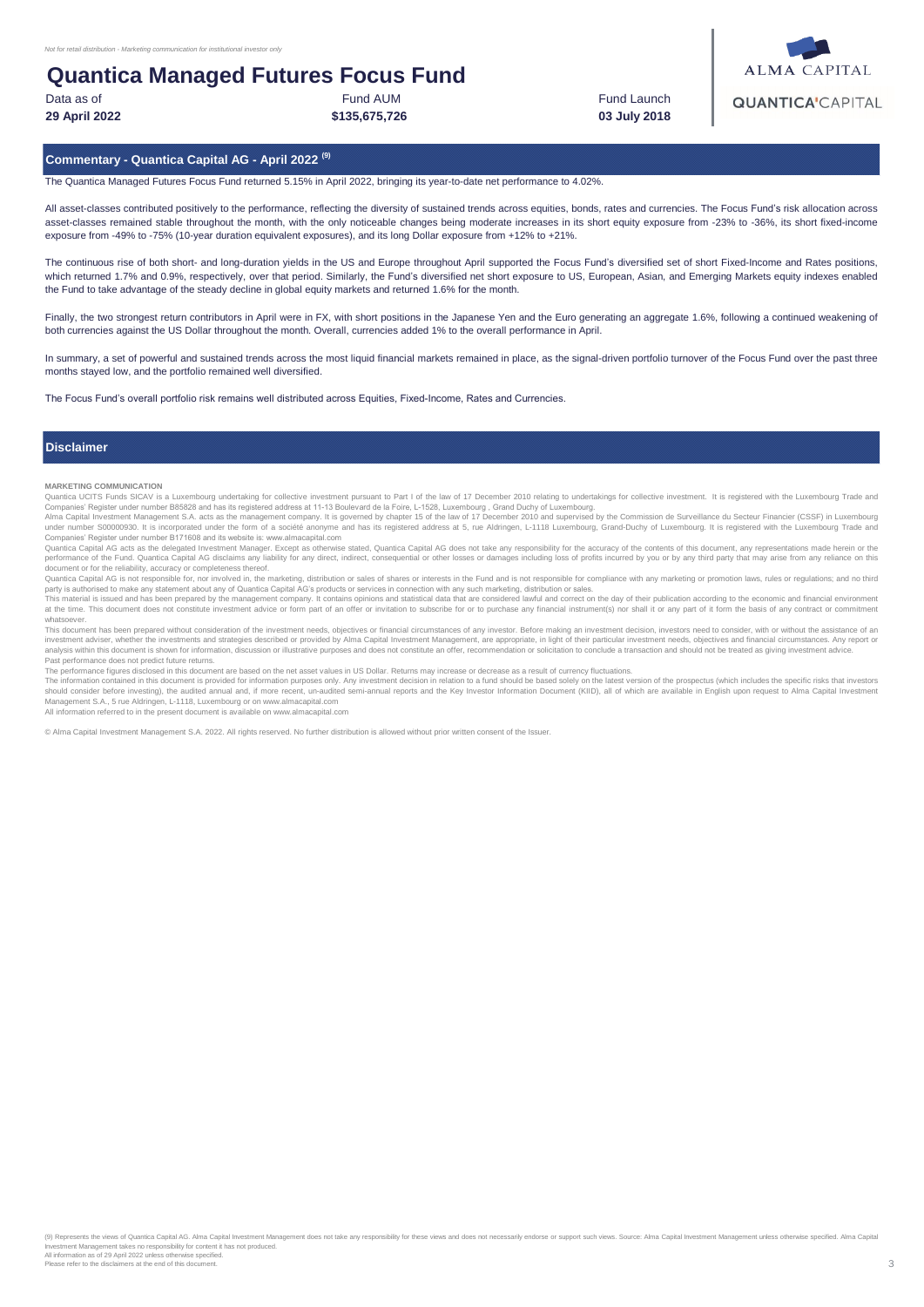*Not for retail distribution - Marketing communication for institutional investor only*

# Quantica Managed Futures Focus Fund

| Data as of | Fund AUM | Fund Launch |
|---|---|---|
| **29 April 2022** | **$135,675,726** | **03 July 2018** |

ALMA CAPITAL

QUANTICA CAPITAL

## Commentary - Quantica Capital AG - April 2022 [9]

The Quantica Managed Futures Focus Fund returned 5.15% in April 2022, bringing its year-to-date net performance to 4.02%.

All asset-classes contributed positively to the performance, reflecting the diversity of sustained trends across equities, bonds, rates and currencies. The Focus Fund's risk allocation across asset-classes remained stable throughout the month, with the only noticeable changes being moderate increases in its short equity exposure from -23% to -36%, its short fixed-income exposure from -49% to -75% (10-year duration equivalent exposures), and its long Dollar exposure from +12% to +21%.

The continuous rise of both short- and long-duration yields in the US and Europe throughout April supported the Focus Fund's diversified set of short Fixed-Income and Rates positions, which returned 1.7% and 0.9%, respectively, over that period. Similarly, the Fund's diversified net short exposure to US, European, Asian, and Emerging Markets equity indexes enabled the Fund to take advantage of the steady decline in global equity markets and returned 1.6% for the month.

Finally, the two strongest return contributors in April were in FX, with short positions in the Japanese Yen and the Euro generating an aggregate 1.6%, following a continued weakening of both currencies against the US Dollar throughout the month. Overall, currencies added 1% to the overall performance in April.

In summary, a set of powerful and sustained trends across the most liquid financial markets remained in place, as the signal-driven portfolio turnover of the Focus Fund over the past three months stayed low, and the portfolio remained well diversified.

The Focus Fund's overall portfolio risk remains well distributed across Equities, Fixed-Income, Rates and Currencies.

## Disclaimer

**MARKETING COMMUNICATION**

Quantica UCITS Funds SICAV is a Luxembourg undertaking for collective investment pursuant to Part I of the law of 17 December 2010 relating to undertakings for collective investment. It is registered with the Luxembourg Trade and Companies' Register under number B85828 and has its registered address at 11-13 Boulevard de la Foire, L-1528, Luxembourg , Grand Duchy of Luxembourg.

Alma Capital Investment Management S.A. acts as the management company. It is governed by chapter 15 of the law of 17 December 2010 and supervised by the Commission de Surveillance du Secteur Financier (CSSF) in Luxembourg under number S00000930. It is incorporated under the form of a société anonyme and has its registered address at 5, rue Aldringen, L-1118 Luxembourg, Grand-Duchy of Luxembourg. It is registered with the Luxembourg Trade and Companies' Register under number B171608 and its website is: www.almacapital.com

Quantica Capital AG acts as the delegated Investment Manager. Except as otherwise stated, Quantica Capital AG does not take any responsibility for the accuracy of the contents of this document, any representations made herein or the performance of the Fund. Quantica Capital AG disclaims any liability for any direct, indirect, consequential or other losses or damages including loss of profits incurred by you or by any third party that may arise from any reliance on this document or for the reliability, accuracy or completeness thereof.

Quantica Capital AG is not responsible for, nor involved in, the marketing, distribution or sales of shares or interests in the Fund and is not responsible for compliance with any marketing or promotion laws, rules or regulations; and no third party is authorised to make any statement about any of Quantica Capital AG's products or services in connection with any such marketing, distribution or sales.

This material is issued and has been prepared by the management company. It contains opinions and statistical data that are considered lawful and correct on the day of their publication according to the economic and financial environment at the time. This document does not constitute investment advice or form part of an offer or invitation to subscribe for or to purchase any financial instrument(s) nor shall it or any part of it form the basis of any contract or commitment whatsoever.

This document has been prepared without consideration of the investment needs, objectives or financial circumstances of any investor. Before making an investment decision, investors need to consider, with or without the assistance of an investment adviser, whether the investments and strategies described or provided by Alma Capital Investment Management, are appropriate, in light of their particular investment needs, objectives and financial circumstances. Any report or analysis within this document is shown for information, discussion or illustrative purposes and does not constitute an offer, recommendation or solicitation to conclude a transaction and should not be treated as giving investment advice.

Past performance does not predict future returns.

The performance figures disclosed in this document are based on the net asset values in US Dollar. Returns may increase or decrease as a result of currency fluctuations.

The information contained in this document is provided for information purposes only. Any investment decision in relation to a fund should be based solely on the latest version of the prospectus (which includes the specific risks that investors should consider before investing), the audited annual and, if more recent, un-audited semi-annual reports and the Key Investor Information Document (KIID), all of which are available in English upon request to Alma Capital Investment Management S.A., 5 rue Aldringen, L-1118, Luxembourg or on www.almacapital.com

All information referred to in the present document is available on www.almacapital.com

© Alma Capital Investment Management S.A. 2022. All rights reserved. No further distribution is allowed without prior written consent of the Issuer.

(9) Represents the views of Quantica Capital AG. Alma Capital Investment Management does not take any responsibility for these views and does not necessarily endorse or support such views. Source: Alma Capital Investment Management unless otherwise specified. Alma Capital Investment Management takes no responsibility for content it has not produced.

All information as of 29 April 2022 unless otherwise specified.

Please refer to the disclaimers at the end of this document.